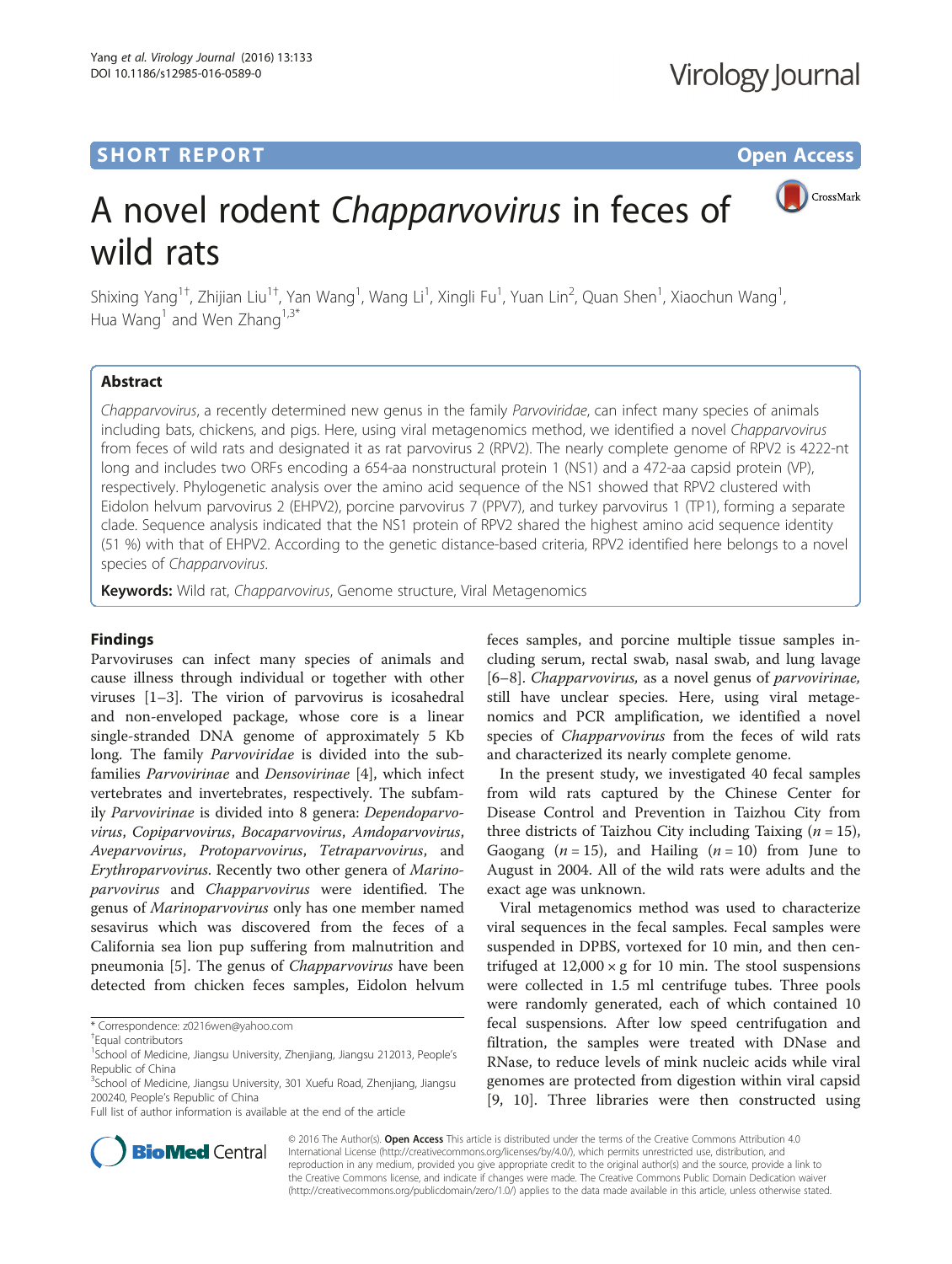SHORT REPORT

Open Access

# A novel rodent *Chapparvovirus* in feces of wild rats

Shixing Yang[1†], Zhijian Liu[1†], Yan Wang[1], Wang Li[1], Xingli Fu[1], Yuan Lin[2], Quan Shen[1], Xiaochun Wang[1], Hua Wang[1] and Wen Zhang[1,3*]

## Abstract

*Chapparvovirus*, a recently determined new genus in the family *Parvoviridae*, can infect many species of animals including bats, chickens, and pigs. Here, using viral metagenomics method, we identified a novel *Chapparvovirus* from feces of wild rats and designated it as rat parvovirus 2 (RPV2). The nearly complete genome of RPV2 is 4222-nt long and includes two ORFs encoding a 654-aa nonstructural protein 1 (NS1) and a 472-aa capsid protein (VP), respectively. Phylogenetic analysis over the amino acid sequence of the NS1 showed that RPV2 clustered with Eidolon helvum parvovirus 2 (EHPV2), porcine parvovirus 7 (PPV7), and turkey parvovirus 1 (TP1), forming a separate clade. Sequence analysis indicated that the NS1 protein of RPV2 shared the highest amino acid sequence identity (51 %) with that of EHPV2. According to the genetic distance-based criteria, RPV2 identified here belongs to a novel species of *Chapparvovirus*.

**Keywords:** Wild rat, *Chapparvovirus*, Genome structure, Viral Metagenomics

## Findings

Parvoviruses can infect many species of animals and cause illness through individual or together with other viruses [1–3]. The virion of parvovirus is icosahedral and non-enveloped package, whose core is a linear single-stranded DNA genome of approximately 5 Kb long. The family *Parvoviridae* is divided into the subfamilies *Parvovirinae* and *Densovirinae* [4], which infect vertebrates and invertebrates, respectively. The subfamily *Parvovirinae* is divided into 8 genera: *Dependoparvovirus*, *Copiparvovirus*, *Bocaparvovirus*, *Amdoparvovirus*, *Aveparvovirus*, *Protoparvovirus*, *Tetraparvovirus*, and *Erythroparvovirus*. Recently two other genera of *Marinoparvovirus* and *Chapparvovirus* were identified. The genus of *Marinoparvovirus* only has one member named sesavirus which was discovered from the feces of a California sea lion pup suffering from malnutrition and pneumonia [5]. The genus of *Chapparvovirus* have been detected from chicken feces samples, Eidolon helvum feces samples, and porcine multiple tissue samples including serum, rectal swab, nasal swab, and lung lavage [6–8]. *Chapparvovirus,* as a novel genus of *parvovirinae,* still have unclear species. Here, using viral metagenomics and PCR amplification, we identified a novel species of *Chapparvovirus* from the feces of wild rats and characterized its nearly complete genome.

In the present study, we investigated 40 fecal samples from wild rats captured by the Chinese Center for Disease Control and Prevention in Taizhou City from three districts of Taizhou City including Taixing ($n = 15$), Gaogang ($n = 15$), and Hailing ($n = 10$) from June to August in 2004. All of the wild rats were adults and the exact age was unknown.

Viral metagenomics method was used to characterize viral sequences in the fecal samples. Fecal samples were suspended in DPBS, vortexed for 10 min, and then centrifuged at $12{,}000 \times g$ for 10 min. The stool suspensions were collected in 1.5 ml centrifuge tubes. Three pools were randomly generated, each of which contained 10 fecal suspensions. After low speed centrifugation and filtration, the samples were treated with DNase and RNase, to reduce levels of mink nucleic acids while viral genomes are protected from digestion within viral capsid [9, 10]. Three libraries were then constructed using

\* Correspondence: z0216wen@yahoo.com
†Equal contributors
[1]School of Medicine, Jiangsu University, Zhenjiang, Jiangsu 212013, People's Republic of China
[3]School of Medicine, Jiangsu University, 301 Xuefu Road, Zhenjiang, Jiangsu 200240, People's Republic of China
Full list of author information is available at the end of the article

© 2016 The Author(s). **Open Access** This article is distributed under the terms of the Creative Commons Attribution 4.0 International License (http://creativecommons.org/licenses/by/4.0/), which permits unrestricted use, distribution, and reproduction in any medium, provided you give appropriate credit to the original author(s) and the source, provide a link to the Creative Commons license, and indicate if changes were made. The Creative Commons Public Domain Dedication waiver (http://creativecommons.org/publicdomain/zero/1.0/) applies to the data made available in this article, unless otherwise stated.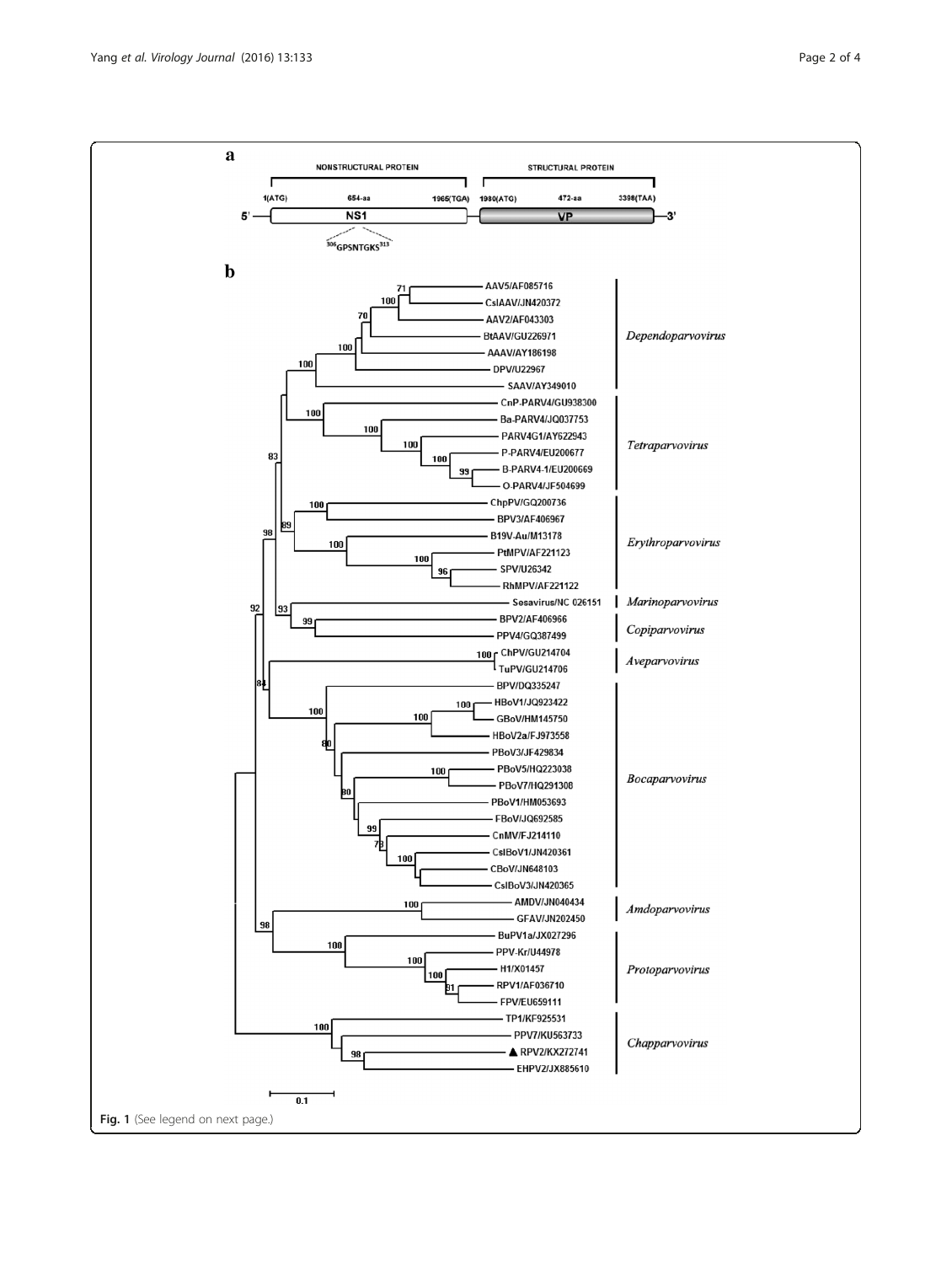Fig. 1 (See legend on next page.)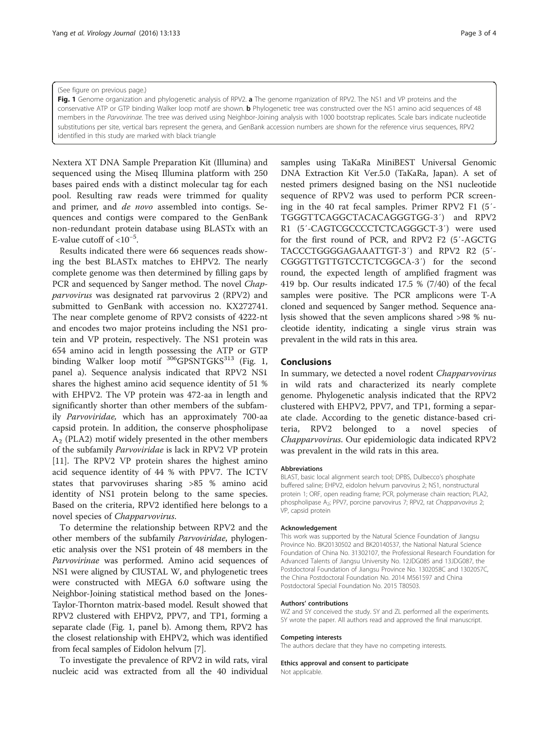(See figure on previous page.)

**Fig. 1** Genome organization and phylogenetic analysis of RPV2. **a** The genome rrganization of RPV2. The NS1 and VP proteins and the conservative ATP or GTP binding Walker loop motif are shown. **b** Phylogenetic tree was constructed over the NS1 amino acid sequences of 48 members in the *Parvovirinae*. The tree was derived using Neighbor-Joining analysis with 1000 bootstrap replicates. Scale bars indicate nucleotide substitutions per site, vertical bars represent the genera, and GenBank accession numbers are shown for the reference virus sequences, RPV2 identified in this study are marked with black triangle

Nextera XT DNA Sample Preparation Kit (Illumina) and sequenced using the Miseq Illumina platform with 250 bases paired ends with a distinct molecular tag for each pool. Resulting raw reads were trimmed for quality and primer, and *de novo* assembled into contigs. Sequences and contigs were compared to the GenBank non-redundant protein database using BLASTx with an E-value cutoff of $<10^{-5}$.

Results indicated there were 66 sequences reads showing the best BLASTx matches to EHPV2. The nearly complete genome was then determined by filling gaps by PCR and sequenced by Sanger method. The novel *Chapparvovirus* was designated rat parvovirus 2 (RPV2) and submitted to GenBank with accession no. KX272741. The near complete genome of RPV2 consists of 4222-nt and encodes two major proteins including the NS1 protein and VP protein, respectively. The NS1 protein was 654 amino acid in length possessing the ATP or GTP binding Walker loop motif $^{306}$GPSNTGKS$^{313}$ (Fig. 1, panel a). Sequence analysis indicated that RPV2 NS1 shares the highest amino acid sequence identity of 51 % with EHPV2. The VP protein was 472-aa in length and significantly shorter than other members of the subfamily *Parvoviridae,* which has an approximately 700-aa capsid protein. In addition, the conserve phospholipase $A_2$ (PLA2) motif widely presented in the other members of the subfamily *Parvoviridae* is lack in RPV2 VP protein [11]. The RPV2 VP protein shares the highest amino acid sequence identity of 44 % with PPV7. The ICTV states that parvoviruses sharing >85 % amino acid identity of NS1 protein belong to the same species. Based on the criteria, RPV2 identified here belongs to a novel species of *Chapparvovirus*.

To determine the relationship between RPV2 and the other members of the subfamily *Parvoviridae*, phylogenetic analysis over the NS1 protein of 48 members in the *Parvovirinae* was performed. Amino acid sequences of NS1 were aligned by ClUSTAL W, and phylogenetic trees were constructed with MEGA 6.0 software using the Neighbor-Joining statistical method based on the Jones-Taylor-Thornton matrix-based model. Result showed that RPV2 clustered with EHPV2, PPV7, and TP1, forming a separate clade (Fig. 1, panel b). Among them, RPV2 has the closest relationship with EHPV2, which was identified from fecal samples of Eidolon helvum [7].

To investigate the prevalence of RPV2 in wild rats, viral nucleic acid was extracted from all the 40 individual samples using TaKaRa MiniBEST Universal Genomic DNA Extraction Kit Ver.5.0 (TaKaRa, Japan). A set of nested primers designed basing on the NS1 nucleotide sequence of RPV2 was used to perform PCR screening in the 40 rat fecal samples. Primer RPV2 F1 (5′-TGGGTTCAGGCTACACAGGGTGG-3′) and RPV2 R1 (5′-CAGTCGCCCCTCTCAGGGCT-3′) were used for the first round of PCR, and RPV2 F2 (5′-AGCTG TACCCTGGGGAGAAATTGT-3′) and RPV2 R2 (5′-CGGGTTGTTGTCCTCTCGGCA-3′) for the second round, the expected length of amplified fragment was 419 bp. Our results indicated 17.5 % (7/40) of the fecal samples were positive. The PCR amplicons were T-A cloned and sequenced by Sanger method. Sequence analysis showed that the seven amplicons shared >98 % nucleotide identity, indicating a single virus strain was prevalent in the wild rats in this area.

## Conclusions

In summary, we detected a novel rodent *Chapparvovirus* in wild rats and characterized its nearly complete genome. Phylogenetic analysis indicated that the RPV2 clustered with EHPV2, PPV7, and TP1, forming a separate clade. According to the genetic distance-based criteria, RPV2 belonged to a novel species of *Chapparvovirus*. Our epidemiologic data indicated RPV2 was prevalent in the wild rats in this area.

#### Abbreviations

BLAST, basic local alignment search tool; DPBS, Dulbecco's phosphate buffered saline; EHPV2, eidolon helvum parvovirus 2; NS1, nonstructural protein 1; ORF, open reading frame; PCR, polymerase chain reaction; PLA2, phospholipase $A_2$; PPV7, porcine parvovirus 7; RPV2, rat *Chapparvovirus* 2; VP, capsid protein

#### Acknowledgement

This work was supported by the Natural Science Foundation of Jiangsu Province No. BK20130502 and BK20140537, the National Natural Science Foundation of China No. 31302107, the Professional Research Foundation for Advanced Talents of Jiangsu University No. 12JDG085 and 13JDG087, the Postdoctoral Foundation of Jiangsu Province No. 1302058C and 1302057C, the China Postdoctoral Foundation No. 2014 M561597 and China Postdoctoral Special Foundation No. 2015 T80503.

#### Authors' contributions

WZ and SY conceived the study. SY and ZL performed all the experiments. SY wrote the paper. All authors read and approved the final manuscript.

#### Competing interests

The authors declare that they have no competing interests.

#### Ethics approval and consent to participate

Not applicable.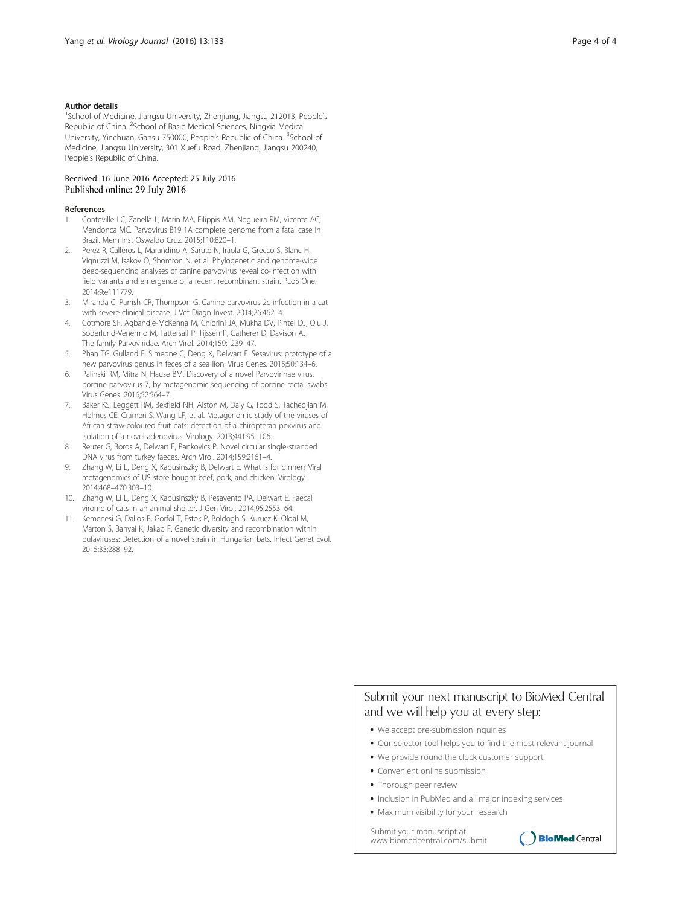### Author details

[1]School of Medicine, Jiangsu University, Zhenjiang, Jiangsu 212013, People's Republic of China. [2]School of Basic Medical Sciences, Ningxia Medical University, Yinchuan, Gansu 750000, People's Republic of China. [3]School of Medicine, Jiangsu University, 301 Xuefu Road, Zhenjiang, Jiangsu 200240, People's Republic of China.

Received: 16 June 2016 Accepted: 25 July 2016
Published online: 29 July 2016

### References

1. Conteville LC, Zanella L, Marin MA, Filippis AM, Nogueira RM, Vicente AC, Mendonca MC. Parvovirus B19 1A complete genome from a fatal case in Brazil. Mem Inst Oswaldo Cruz. 2015;110:820–1.
2. Perez R, Calleros L, Marandino A, Sarute N, Iraola G, Grecco S, Blanc H, Vignuzzi M, Isakov O, Shomron N, et al. Phylogenetic and genome-wide deep-sequencing analyses of canine parvovirus reveal co-infection with field variants and emergence of a recent recombinant strain. PLoS One. 2014;9:e111779.
3. Miranda C, Parrish CR, Thompson G. Canine parvovirus 2c infection in a cat with severe clinical disease. J Vet Diagn Invest. 2014;26:462–4.
4. Cotmore SF, Agbandje-McKenna M, Chiorini JA, Mukha DV, Pintel DJ, Qiu J, Soderlund-Venermo M, Tattersall P, Tijssen P, Gatherer D, Davison AJ. The family Parvoviridae. Arch Virol. 2014;159:1239–47.
5. Phan TG, Gulland F, Simeone C, Deng X, Delwart E. Sesavirus: prototype of a new parvovirus genus in feces of a sea lion. Virus Genes. 2015;50:134–6.
6. Palinski RM, Mitra N, Hause BM. Discovery of a novel Parvovirinae virus, porcine parvovirus 7, by metagenomic sequencing of porcine rectal swabs. Virus Genes. 2016;52:564–7.
7. Baker KS, Leggett RM, Bexfield NH, Alston M, Daly G, Todd S, Tachedjian M, Holmes CE, Crameri S, Wang LF, et al. Metagenomic study of the viruses of African straw-coloured fruit bats: detection of a chiropteran poxvirus and isolation of a novel adenovirus. Virology. 2013;441:95–106.
8. Reuter G, Boros A, Delwart E, Pankovics P. Novel circular single-stranded DNA virus from turkey faeces. Arch Virol. 2014;159:2161–4.
9. Zhang W, Li L, Deng X, Kapusinszky B, Delwart E. What is for dinner? Viral metagenomics of US store bought beef, pork, and chicken. Virology. 2014;468–470:303–10.
10. Zhang W, Li L, Deng X, Kapusinszky B, Pesavento PA, Delwart E. Faecal virome of cats in an animal shelter. J Gen Virol. 2014;95:2553–64.
11. Kemenesi G, Dallos B, Gorfol T, Estok P, Boldogh S, Kurucz K, Oldal M, Marton S, Banyai K, Jakab F. Genetic diversity and recombination within bufaviruses: Detection of a novel strain in Hungarian bats. Infect Genet Evol. 2015;33:288–92.

Submit your next manuscript to BioMed Central and we will help you at every step:

- We accept pre-submission inquiries
- Our selector tool helps you to find the most relevant journal
- We provide round the clock customer support
- Convenient online submission
- Thorough peer review
- Inclusion in PubMed and all major indexing services
- Maximum visibility for your research

Submit your manuscript at
www.biomedcentral.com/submit

BioMed Central